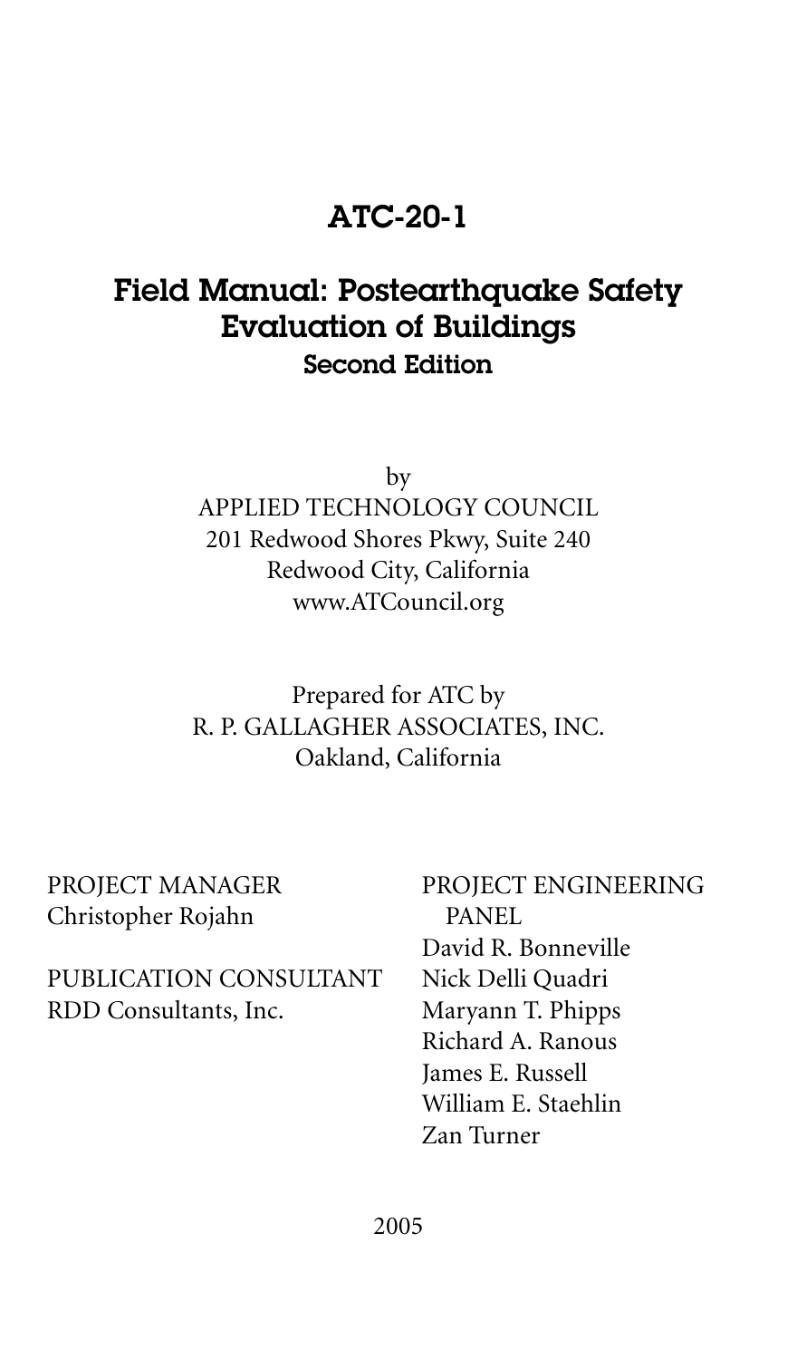# ATC-20-1

## Field Manual: Postearthquake Safety Evaluation of Buildings

### Second Edition

by

APPLIED TECHNOLOGY COUNCIL
201 Redwood Shores Pkwy, Suite 240
Redwood City, California
www.ATCouncil.org

Prepared for ATC by
R. P. GALLAGHER ASSOCIATES, INC.
Oakland, California

PROJECT MANAGER
Christopher Rojahn

PUBLICATION CONSULTANT
RDD Consultants, Inc.

PROJECT ENGINEERING PANEL
David R. Bonneville
Nick Delli Quadri
Maryann T. Phipps
Richard A. Ranous
James E. Russell
William E. Staehlin
Zan Turner

2005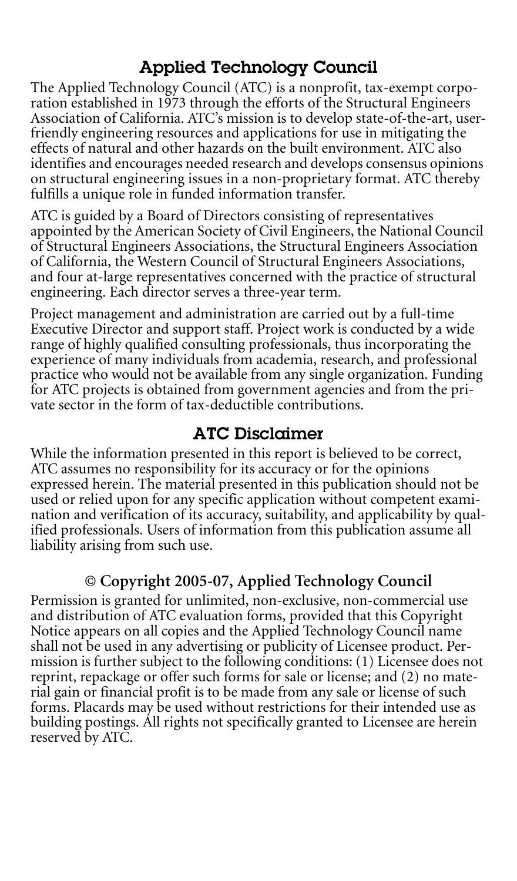## Applied Technology Council

The Applied Technology Council (ATC) is a nonprofit, tax-exempt corporation established in 1973 through the efforts of the Structural Engineers Association of California. ATC's mission is to develop state-of-the-art, user-friendly engineering resources and applications for use in mitigating the effects of natural and other hazards on the built environment. ATC also identifies and encourages needed research and develops consensus opinions on structural engineering issues in a non-proprietary format. ATC thereby fulfills a unique role in funded information transfer.

ATC is guided by a Board of Directors consisting of representatives appointed by the American Society of Civil Engineers, the National Council of Structural Engineers Associations, the Structural Engineers Association of California, the Western Council of Structural Engineers Associations, and four at-large representatives concerned with the practice of structural engineering. Each director serves a three-year term.

Project management and administration are carried out by a full-time Executive Director and support staff. Project work is conducted by a wide range of highly qualified consulting professionals, thus incorporating the experience of many individuals from academia, research, and professional practice who would not be available from any single organization. Funding for ATC projects is obtained from government agencies and from the private sector in the form of tax-deductible contributions.

## ATC Disclaimer

While the information presented in this report is believed to be correct, ATC assumes no responsibility for its accuracy or for the opinions expressed herein. The material presented in this publication should not be used or relied upon for any specific application without competent examination and verification of its accuracy, suitability, and applicability by qualified professionals. Users of information from this publication assume all liability arising from such use.

### © Copyright 2005-07, Applied Technology Council

Permission is granted for unlimited, non-exclusive, non-commercial use and distribution of ATC evaluation forms, provided that this Copyright Notice appears on all copies and the Applied Technology Council name shall not be used in any advertising or publicity of Licensee product. Permission is further subject to the following conditions: (1) Licensee does not reprint, repackage or offer such forms for sale or license; and (2) no material gain or financial profit is to be made from any sale or license of such forms. Placards may be used without restrictions for their intended use as building postings. All rights not specifically granted to Licensee are herein reserved by ATC.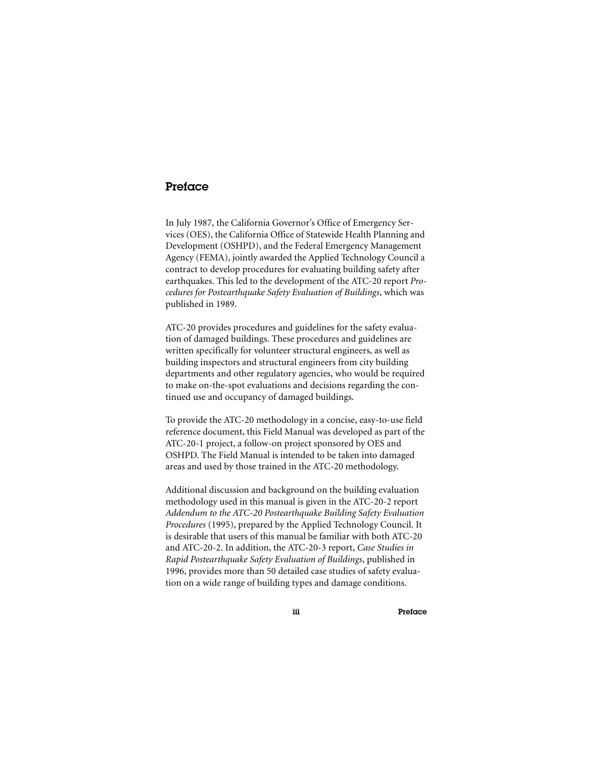# Preface

In July 1987, the California Governor's Office of Emergency Services (OES), the California Office of Statewide Health Planning and Development (OSHPD), and the Federal Emergency Management Agency (FEMA), jointly awarded the Applied Technology Council a contract to develop procedures for evaluating building safety after earthquakes. This led to the development of the ATC-20 report *Procedures for Postearthquake Safety Evaluation of Buildings*, which was published in 1989.

ATC-20 provides procedures and guidelines for the safety evaluation of damaged buildings. These procedures and guidelines are written specifically for volunteer structural engineers, as well as building inspectors and structural engineers from city building departments and other regulatory agencies, who would be required to make on-the-spot evaluations and decisions regarding the continued use and occupancy of damaged buildings.

To provide the ATC-20 methodology in a concise, easy-to-use field reference document, this Field Manual was developed as part of the ATC-20-1 project, a follow-on project sponsored by OES and OSHPD. The Field Manual is intended to be taken into damaged areas and used by those trained in the ATC-20 methodology.

Additional discussion and background on the building evaluation methodology used in this manual is given in the ATC-20-2 report *Addendum to the ATC-20 Postearthquake Building Safety Evaluation Procedures* (1995), prepared by the Applied Technology Council. It is desirable that users of this manual be familiar with both ATC-20 and ATC-20-2. In addition, the ATC-20-3 report, *Case Studies in Rapid Postearthquake Safety Evaluation of Buildings*, published in 1996, provides more than 50 detailed case studies of safety evaluation on a wide range of building types and damage conditions.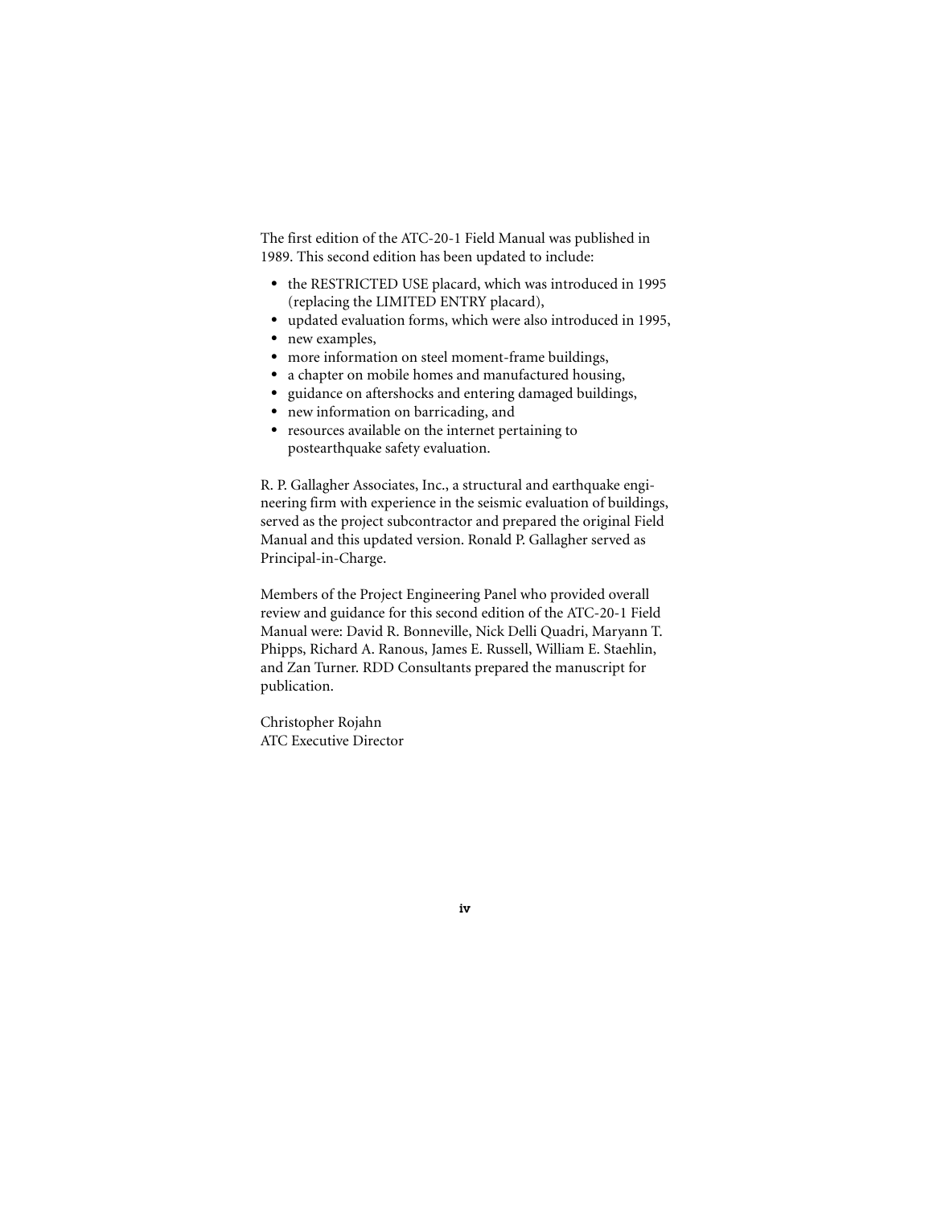The first edition of the ATC-20-1 Field Manual was published in 1989. This second edition has been updated to include:

- the RESTRICTED USE placard, which was introduced in 1995 (replacing the LIMITED ENTRY placard),
- updated evaluation forms, which were also introduced in 1995,
- new examples,
- more information on steel moment-frame buildings,
- a chapter on mobile homes and manufactured housing,
- guidance on aftershocks and entering damaged buildings,
- new information on barricading, and
- resources available on the internet pertaining to postearthquake safety evaluation.

R. P. Gallagher Associates, Inc., a structural and earthquake engineering firm with experience in the seismic evaluation of buildings, served as the project subcontractor and prepared the original Field Manual and this updated version. Ronald P. Gallagher served as Principal-in-Charge.

Members of the Project Engineering Panel who provided overall review and guidance for this second edition of the ATC-20-1 Field Manual were: David R. Bonneville, Nick Delli Quadri, Maryann T. Phipps, Richard A. Ranous, James E. Russell, William E. Staehlin, and Zan Turner. RDD Consultants prepared the manuscript for publication.

Christopher Rojahn
ATC Executive Director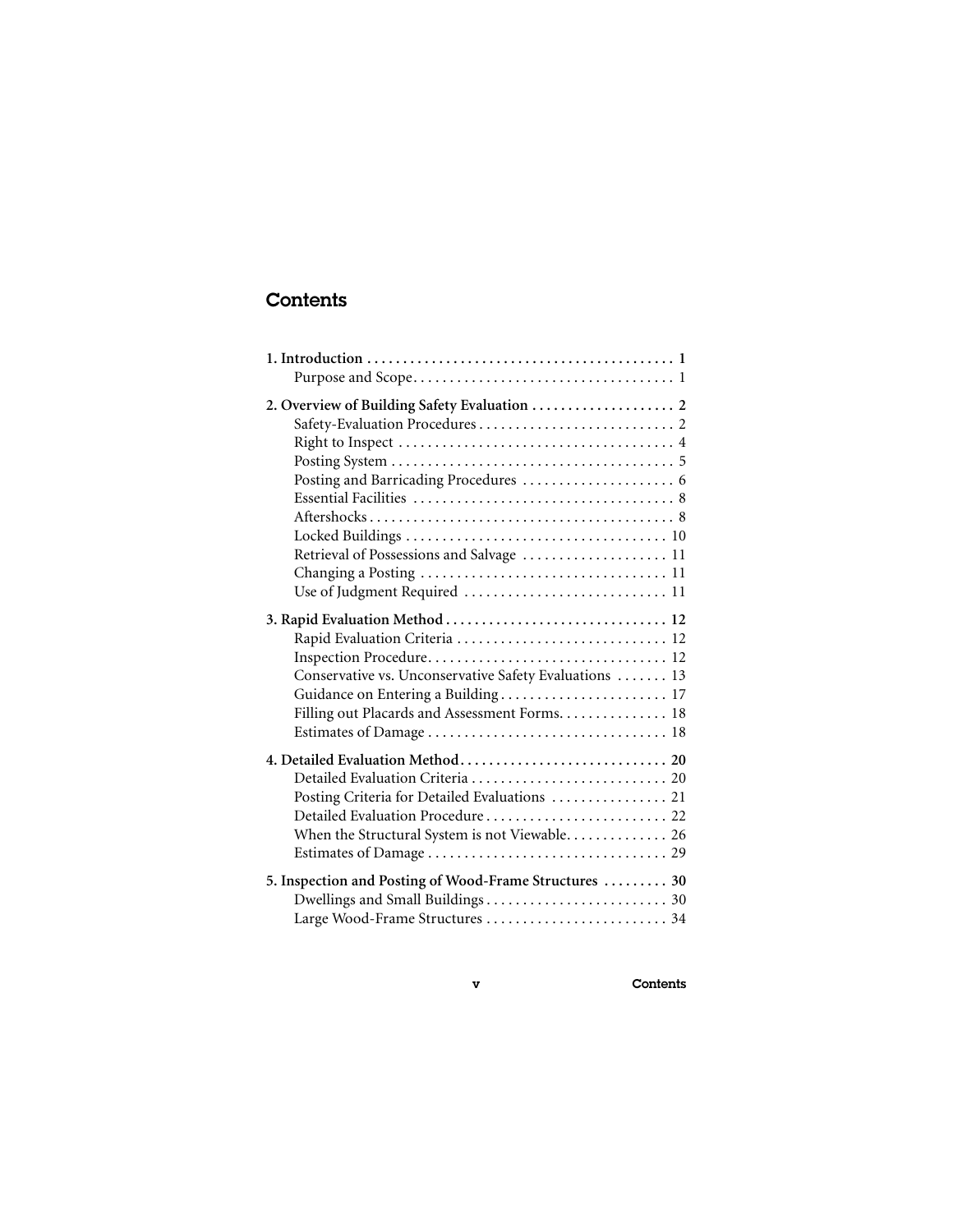# Contents

**1. Introduction** .......................................... **1**
- Purpose and Scope .......................................... 1

**2. Overview of Building Safety Evaluation** .......................................... **2**
- Safety-Evaluation Procedures .......................................... 2
- Right to Inspect .......................................... 4
- Posting System .......................................... 5
- Posting and Barricading Procedures .......................................... 6
- Essential Facilities .......................................... 8
- Aftershocks .......................................... 8
- Locked Buildings .......................................... 10
- Retrieval of Possessions and Salvage .......................................... 11
- Changing a Posting .......................................... 11
- Use of Judgment Required .......................................... 11

**3. Rapid Evaluation Method** .......................................... **12**
- Rapid Evaluation Criteria .......................................... 12
- Inspection Procedure .......................................... 12
- Conservative vs. Unconservative Safety Evaluations .......................................... 13
- Guidance on Entering a Building .......................................... 17
- Filling out Placards and Assessment Forms .......................................... 18
- Estimates of Damage .......................................... 18

**4. Detailed Evaluation Method** .......................................... **20**
- Detailed Evaluation Criteria .......................................... 20
- Posting Criteria for Detailed Evaluations .......................................... 21
- Detailed Evaluation Procedure .......................................... 22
- When the Structural System is not Viewable .......................................... 26
- Estimates of Damage .......................................... 29

**5. Inspection and Posting of Wood-Frame Structures** .......................................... **30**
- Dwellings and Small Buildings .......................................... 30
- Large Wood-Frame Structures .......................................... 34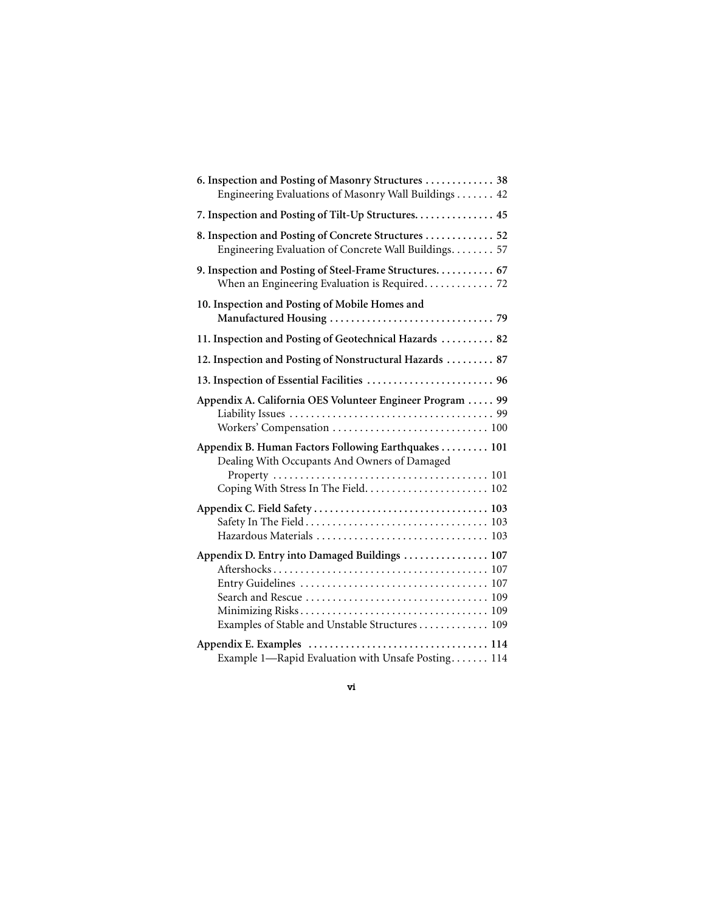**6. Inspection and Posting of Masonry Structures . . . . . . . . . . . . . 38**
Engineering Evaluations of Masonry Wall Buildings . . . . . . . 42

**7. Inspection and Posting of Tilt-Up Structures. . . . . . . . . . . . . . . 45**

**8. Inspection and Posting of Concrete Structures . . . . . . . . . . . . . 52**
Engineering Evaluation of Concrete Wall Buildings. . . . . . . . 57

**9. Inspection and Posting of Steel-Frame Structures. . . . . . . . . . . 67**
When an Engineering Evaluation is Required. . . . . . . . . . . . . 72

**10. Inspection and Posting of Mobile Homes and Manufactured Housing . . . . . . . . . . . . . . . . . . . . . . . . . . . . . . . 79**

**11. Inspection and Posting of Geotechnical Hazards . . . . . . . . . . 82**

**12. Inspection and Posting of Nonstructural Hazards . . . . . . . . . 87**

**13. Inspection of Essential Facilities . . . . . . . . . . . . . . . . . . . . . . . . 96**

**Appendix A. California OES Volunteer Engineer Program . . . . . 99**
Liability Issues . . . . . . . . . . . . . . . . . . . . . . . . . . . . . . . . . . . . . . 99
Workers' Compensation . . . . . . . . . . . . . . . . . . . . . . . . . . . . . 100

**Appendix B. Human Factors Following Earthquakes . . . . . . . . . 101**
Dealing With Occupants And Owners of Damaged Property . . . . . . . . . . . . . . . . . . . . . . . . . . . . . . . . . . . . . . . . 101
Coping With Stress In The Field. . . . . . . . . . . . . . . . . . . . . . . 102

**Appendix C. Field Safety . . . . . . . . . . . . . . . . . . . . . . . . . . . . . . . . 103**
Safety In The Field . . . . . . . . . . . . . . . . . . . . . . . . . . . . . . . . . . 103
Hazardous Materials . . . . . . . . . . . . . . . . . . . . . . . . . . . . . . . . 103

**Appendix D. Entry into Damaged Buildings . . . . . . . . . . . . . . . . 107**
Aftershocks . . . . . . . . . . . . . . . . . . . . . . . . . . . . . . . . . . . . . . . . 107
Entry Guidelines . . . . . . . . . . . . . . . . . . . . . . . . . . . . . . . . . . . 107
Search and Rescue . . . . . . . . . . . . . . . . . . . . . . . . . . . . . . . . . . 109
Minimizing Risks . . . . . . . . . . . . . . . . . . . . . . . . . . . . . . . . . . . 109
Examples of Stable and Unstable Structures . . . . . . . . . . . . . 109

**Appendix E. Examples . . . . . . . . . . . . . . . . . . . . . . . . . . . . . . . . . 114**
Example 1—Rapid Evaluation with Unsafe Posting. . . . . . . 114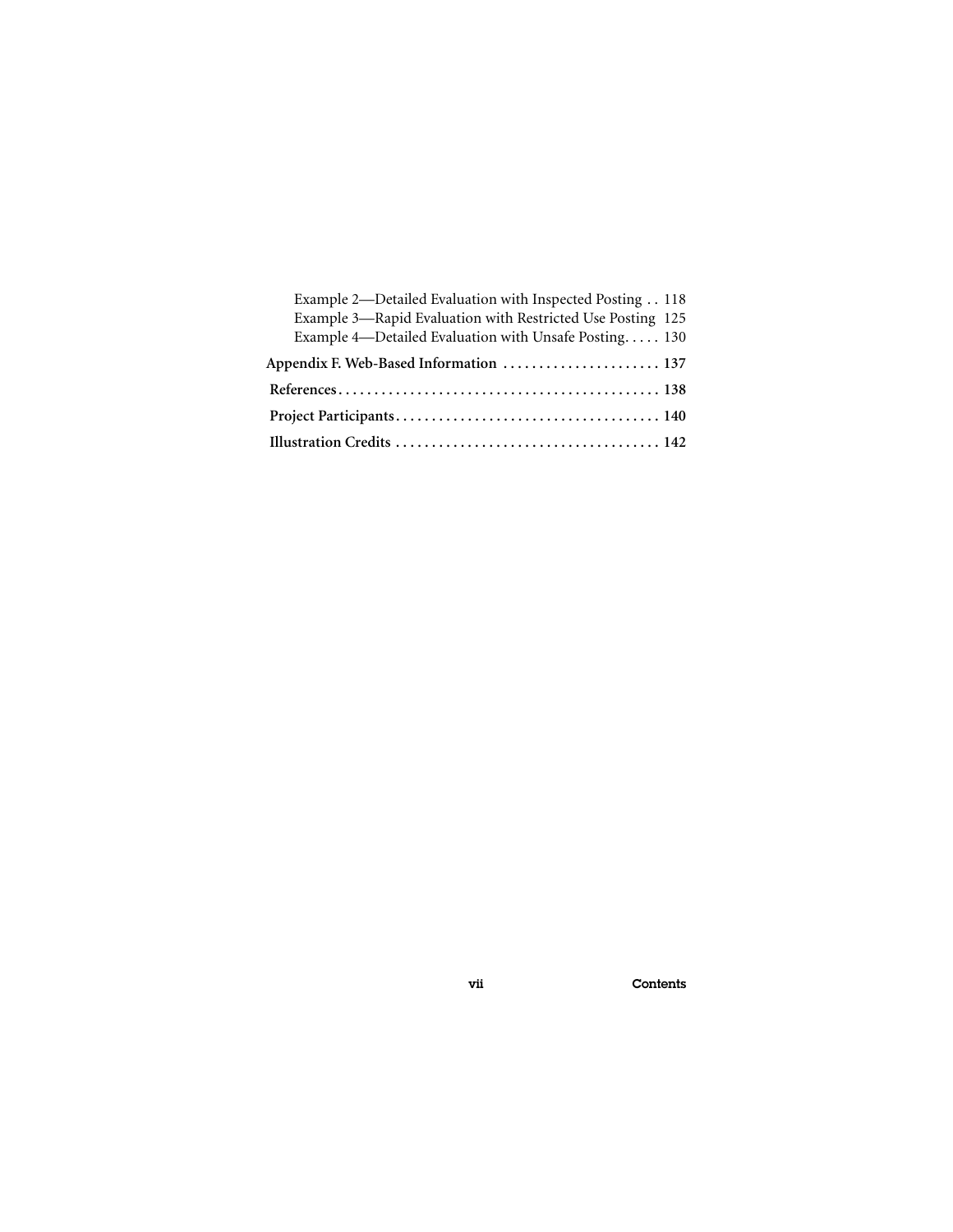Example 2—Detailed Evaluation with Inspected Posting . . 118
Example 3—Rapid Evaluation with Restricted Use Posting 125
Example 4—Detailed Evaluation with Unsafe Posting. . . . . 130

**Appendix F. Web-Based Information . . . . . . . . . . . . . . . . . . . . . . 137**

**References. . . . . . . . . . . . . . . . . . . . . . . . . . . . . . . . . . . . . . . . . . . . 138**

**Project Participants. . . . . . . . . . . . . . . . . . . . . . . . . . . . . . . . . . . . 140**

**Illustration Credits . . . . . . . . . . . . . . . . . . . . . . . . . . . . . . . . . . . . 142**